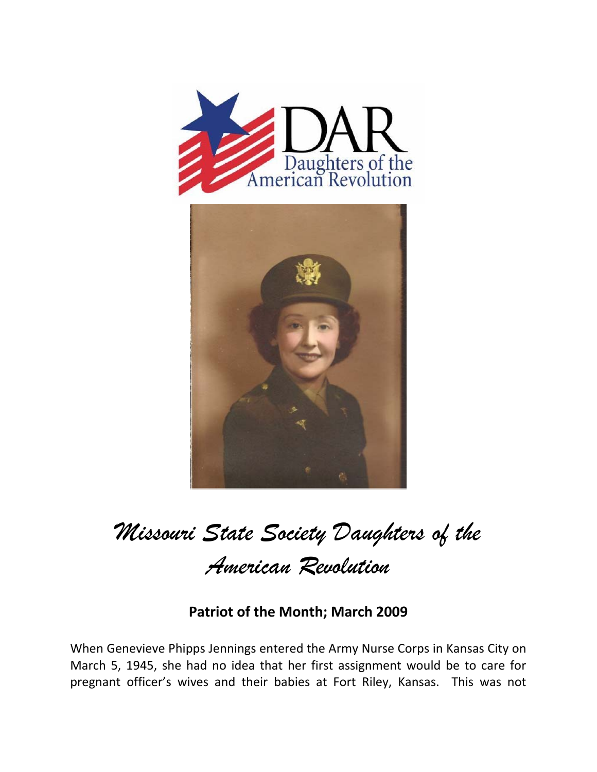# Missouri State Society Daughters of the American Revolution

## Patriot of the Month; March 2009

When Genevieve Phipps Jennings entered the Army Nurse Corps in Kansas City on March 5, 1945, she had no idea that her first assignment would be to care for pregnant officer's wives and their babies at Fort Riley, Kansas. This was not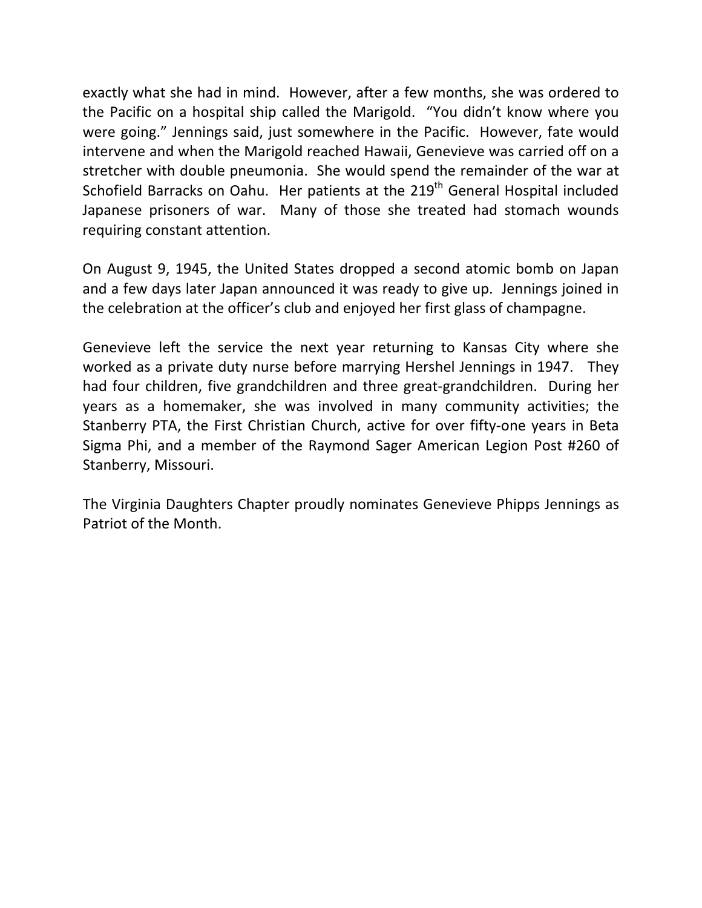exactly what she had in mind. However, after a few months, she was ordered to the Pacific on a hospital ship called the Marigold. "You didn't know where you were going." Jennings said, just somewhere in the Pacific. However, fate would intervene and when the Marigold reached Hawaii, Genevieve was carried off on a stretcher with double pneumonia. She would spend the remainder of the war at Schofield Barracks on Oahu. Her patients at the 219th General Hospital included Japanese prisoners of war. Many of those she treated had stomach wounds requiring constant attention.

On August 9, 1945, the United States dropped a second atomic bomb on Japan and a few days later Japan announced it was ready to give up. Jennings joined in the celebration at the officer's club and enjoyed her first glass of champagne.

Genevieve left the service the next year returning to Kansas City where she worked as a private duty nurse before marrying Hershel Jennings in 1947. They had four children, five grandchildren and three great-grandchildren. During her years as a homemaker, she was involved in many community activities; the Stanberry PTA, the First Christian Church, active for over fifty-one years in Beta Sigma Phi, and a member of the Raymond Sager American Legion Post #260 of Stanberry, Missouri.

The Virginia Daughters Chapter proudly nominates Genevieve Phipps Jennings as Patriot of the Month.